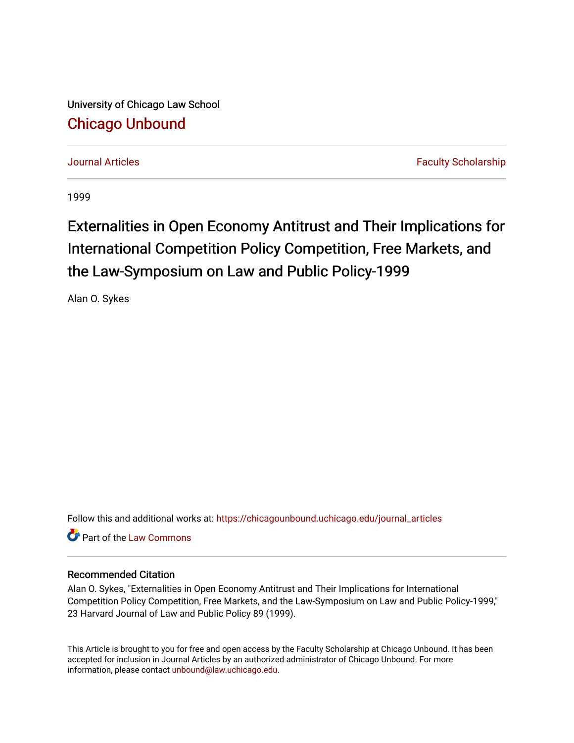University of Chicago Law School

[Chicago Unbound](https://chicagounbound.uchicago.edu/)

Journal Articles | Faculty Scholarship

1999

# Externalities in Open Economy Antitrust and Their Implications for International Competition Policy Competition, Free Markets, and the Law-Symposium on Law and Public Policy-1999

Alan O. Sykes

Follow this and additional works at: https://chicagounbound.uchicago.edu/journal_articles

Part of the Law Commons

## Recommended Citation

Alan O. Sykes, "Externalities in Open Economy Antitrust and Their Implications for International Competition Policy Competition, Free Markets, and the Law-Symposium on Law and Public Policy-1999," 23 Harvard Journal of Law and Public Policy 89 (1999).

This Article is brought to you for free and open access by the Faculty Scholarship at Chicago Unbound. It has been accepted for inclusion in Journal Articles by an authorized administrator of Chicago Unbound. For more information, please contact unbound@law.uchicago.edu.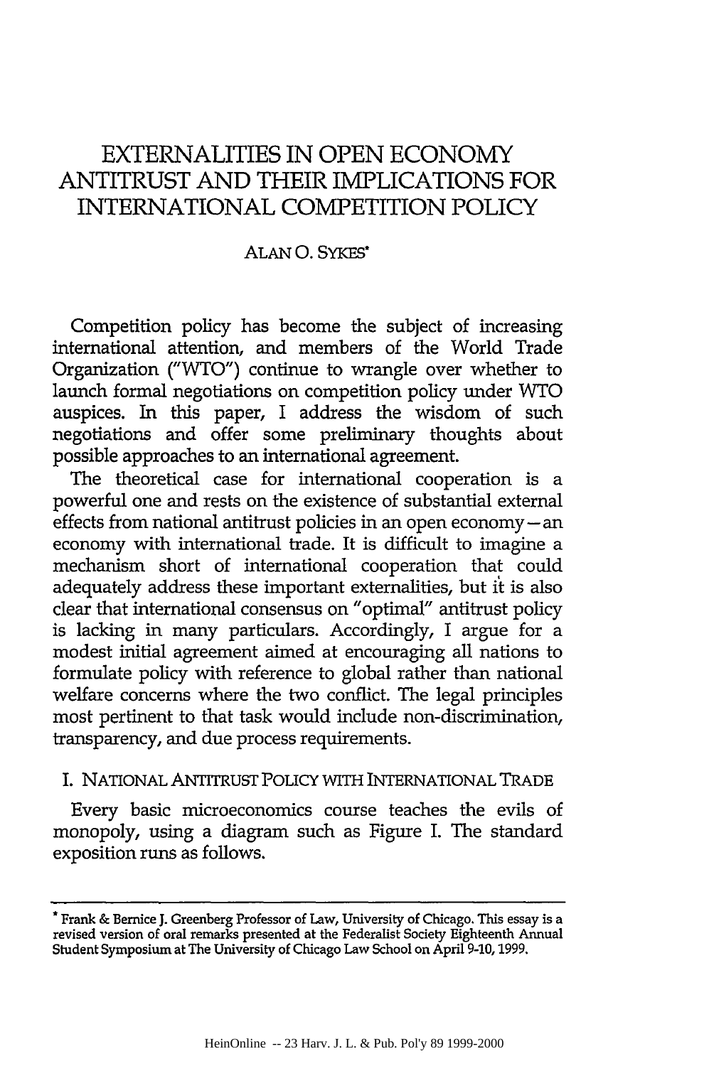# EXTERNALITIES IN OPEN ECONOMY ANTITRUST AND THEIR IMPLICATIONS FOR INTERNATIONAL COMPETITION POLICY

ALAN O. SYKES*

Competition policy has become the subject of increasing international attention, and members of the World Trade Organization ("WTO") continue to wrangle over whether to launch formal negotiations on competition policy under WTO auspices. In this paper, I address the wisdom of such negotiations and offer some preliminary thoughts about possible approaches to an international agreement.

The theoretical case for international cooperation is a powerful one and rests on the existence of substantial external effects from national antitrust policies in an open economy—an economy with international trade. It is difficult to imagine a mechanism short of international cooperation that could adequately address these important externalities, but it is also clear that international consensus on "optimal" antitrust policy is lacking in many particulars. Accordingly, I argue for a modest initial agreement aimed at encouraging all nations to formulate policy with reference to global rather than national welfare concerns where the two conflict. The legal principles most pertinent to that task would include non-discrimination, transparency, and due process requirements.

## I. NATIONAL ANTITRUST POLICY WITH INTERNATIONAL TRADE

Every basic microeconomics course teaches the evils of monopoly, using a diagram such as Figure I. The standard exposition runs as follows.

---

* Frank & Bernice J. Greenberg Professor of Law, University of Chicago. This essay is a revised version of oral remarks presented at the Federalist Society Eighteenth Annual Student Symposium at The University of Chicago Law School on April 9-10, 1999.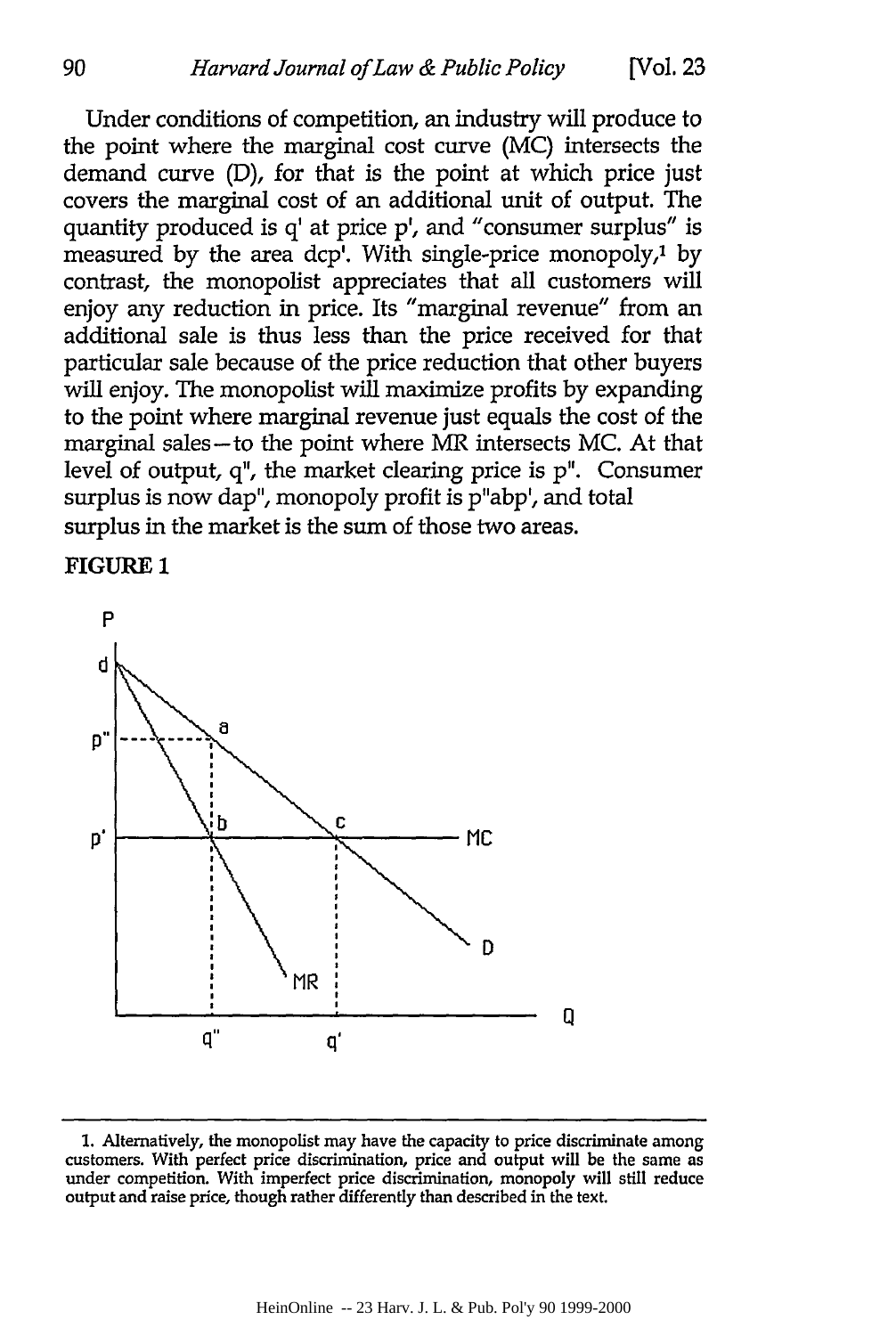Under conditions of competition, an industry will produce to the point where the marginal cost curve (MC) intersects the demand curve (D), for that is the point at which price just covers the marginal cost of an additional unit of output. The quantity produced is q' at price p', and "consumer surplus" is measured by the area dcp'. With single-price monopoly,[1] by contrast, the monopolist appreciates that all customers will enjoy any reduction in price. Its "marginal revenue" from an additional sale is thus less than the price received for that particular sale because of the price reduction that other buyers will enjoy. The monopolist will maximize profits by expanding to the point where marginal revenue just equals the cost of the marginal sales—to the point where MR intersects MC. At that level of output, q", the market clearing price is p". Consumer surplus is now dap", monopoly profit is p"abp', and total surplus in the market is the sum of those two areas.

**FIGURE 1**

---

1. Alternatively, the monopolist may have the capacity to price discriminate among customers. With perfect price discrimination, price and output will be the same as under competition. With imperfect price discrimination, monopoly will still reduce output and raise price, though rather differently than described in the text.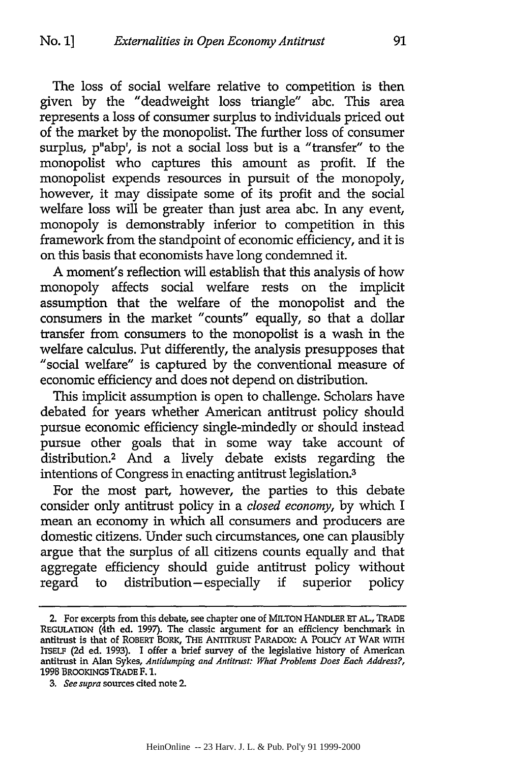The loss of social welfare relative to competition is then given by the "deadweight loss triangle" abc. This area represents a loss of consumer surplus to individuals priced out of the market by the monopolist. The further loss of consumer surplus, p"abp', is not a social loss but is a "transfer" to the monopolist who captures this amount as profit. If the monopolist expends resources in pursuit of the monopoly, however, it may dissipate some of its profit and the social welfare loss will be greater than just area abc. In any event, monopoly is demonstrably inferior to competition in this framework from the standpoint of economic efficiency, and it is on this basis that economists have long condemned it.

A moment's reflection will establish that this analysis of how monopoly affects social welfare rests on the implicit assumption that the welfare of the monopolist and the consumers in the market "counts" equally, so that a dollar transfer from consumers to the monopolist is a wash in the welfare calculus. Put differently, the analysis presupposes that "social welfare" is captured by the conventional measure of economic efficiency and does not depend on distribution.

This implicit assumption is open to challenge. Scholars have debated for years whether American antitrust policy should pursue economic efficiency single-mindedly or should instead pursue other goals that in some way take account of distribution.[2] And a lively debate exists regarding the intentions of Congress in enacting antitrust legislation.[3]

For the most part, however, the parties to this debate consider only antitrust policy in a *closed economy*, by which I mean an economy in which all consumers and producers are domestic citizens. Under such circumstances, one can plausibly argue that the surplus of all citizens counts equally and that aggregate efficiency should guide antitrust policy without regard to distribution—especially if superior policy

---

2. For excerpts from this debate, see chapter one of MILTON HANDLER ET AL., TRADE REGULATION (4th ed. 1997). The classic argument for an efficiency benchmark in antitrust is that of ROBERT BORK, THE ANTITRUST PARADOX: A POLICY AT WAR WITH ITSELF (2d ed. 1993). I offer a brief survey of the legislative history of American antitrust in Alan Sykes, *Antidumping and Antitrust: What Problems Does Each Address?*, 1998 BROOKINGS TRADE F. 1.

3. *See supra* sources cited note 2.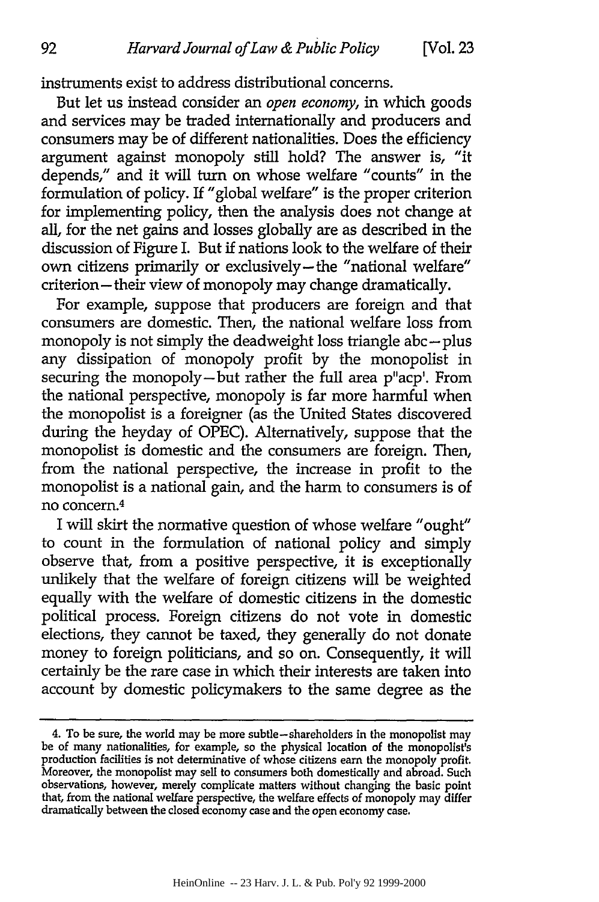instruments exist to address distributional concerns.

But let us instead consider an *open economy*, in which goods and services may be traded internationally and producers and consumers may be of different nationalities. Does the efficiency argument against monopoly still hold? The answer is, "it depends," and it will turn on whose welfare "counts" in the formulation of policy. If "global welfare" is the proper criterion for implementing policy, then the analysis does not change at all, for the net gains and losses globally are as described in the discussion of Figure I. But if nations look to the welfare of their own citizens primarily or exclusively—the "national welfare" criterion—their view of monopoly may change dramatically.

For example, suppose that producers are foreign and that consumers are domestic. Then, the national welfare loss from monopoly is not simply the deadweight loss triangle abc—plus any dissipation of monopoly profit by the monopolist in securing the monopoly—but rather the full area p''acp'. From the national perspective, monopoly is far more harmful when the monopolist is a foreigner (as the United States discovered during the heyday of OPEC). Alternatively, suppose that the monopolist is domestic and the consumers are foreign. Then, from the national perspective, the increase in profit to the monopolist is a national gain, and the harm to consumers is of no concern.[4]

I will skirt the normative question of whose welfare "ought" to count in the formulation of national policy and simply observe that, from a positive perspective, it is exceptionally unlikely that the welfare of foreign citizens will be weighted equally with the welfare of domestic citizens in the domestic political process. Foreign citizens do not vote in domestic elections, they cannot be taxed, they generally do not donate money to foreign politicians, and so on. Consequently, it will certainly be the rare case in which their interests are taken into account by domestic policymakers to the same degree as the

---

4. To be sure, the world may be more subtle—shareholders in the monopolist may be of many nationalities, for example, so the physical location of the monopolist's production facilities is not determinative of whose citizens earn the monopoly profit. Moreover, the monopolist may sell to consumers both domestically and abroad. Such observations, however, merely complicate matters without changing the basic point that, from the national welfare perspective, the welfare effects of monopoly may differ dramatically between the closed economy case and the open economy case.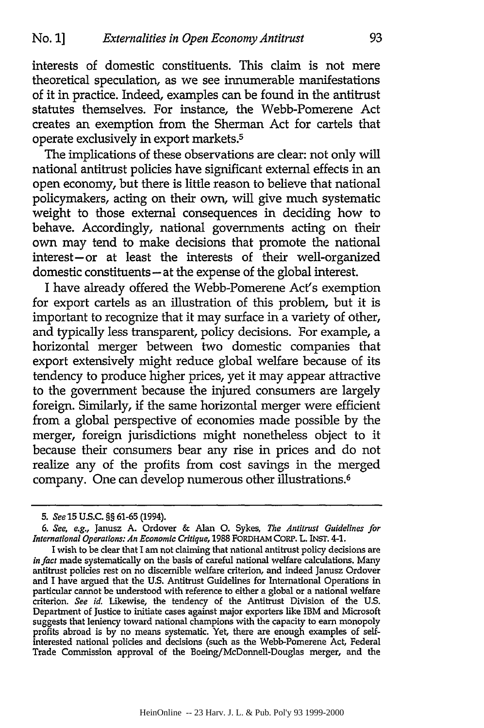interests of domestic constituents. This claim is not mere theoretical speculation, as we see innumerable manifestations of it in practice. Indeed, examples can be found in the antitrust statutes themselves. For instance, the Webb-Pomerene Act creates an exemption from the Sherman Act for cartels that operate exclusively in export markets.[5]

The implications of these observations are clear: not only will national antitrust policies have significant external effects in an open economy, but there is little reason to believe that national policymakers, acting on their own, will give much systematic weight to those external consequences in deciding how to behave. Accordingly, national governments acting on their own may tend to make decisions that promote the national interest—or at least the interests of their well-organized domestic constituents—at the expense of the global interest.

I have already offered the Webb-Pomerene Act's exemption for export cartels as an illustration of this problem, but it is important to recognize that it may surface in a variety of other, and typically less transparent, policy decisions. For example, a horizontal merger between two domestic companies that export extensively might reduce global welfare because of its tendency to produce higher prices, yet it may appear attractive to the government because the injured consumers are largely foreign. Similarly, if the same horizontal merger were efficient from a global perspective of economies made possible by the merger, foreign jurisdictions might nonetheless object to it because their consumers bear any rise in prices and do not realize any of the profits from cost savings in the merged company. One can develop numerous other illustrations.[6]

---

5. *See* 15 U.S.C. §§ 61-65 (1994).

6. *See, e.g.*, Janusz A. Ordover & Alan O. Sykes, *The Antitrust Guidelines for International Operations: An Economic Critique*, 1988 FORDHAM CORP. L. INST. 4-1.

I wish to be clear that I am not claiming that national antitrust policy decisions are *in fact* made systematically on the basis of careful national welfare calculations. Many antitrust policies rest on no discernible welfare criterion, and indeed Janusz Ordover and I have argued that the U.S. Antitrust Guidelines for International Operations in particular cannot be understood with reference to either a global or a national welfare criterion. *See id.* Likewise, the tendency of the Antitrust Division of the U.S. Department of Justice to initiate cases against major exporters like IBM and Microsoft suggests that leniency toward national champions with the capacity to earn monopoly profits abroad is by no means systematic. Yet, there are enough examples of self-interested national policies and decisions (such as the Webb-Pomerene Act, Federal Trade Commission approval of the Boeing/McDonnell-Douglas merger, and the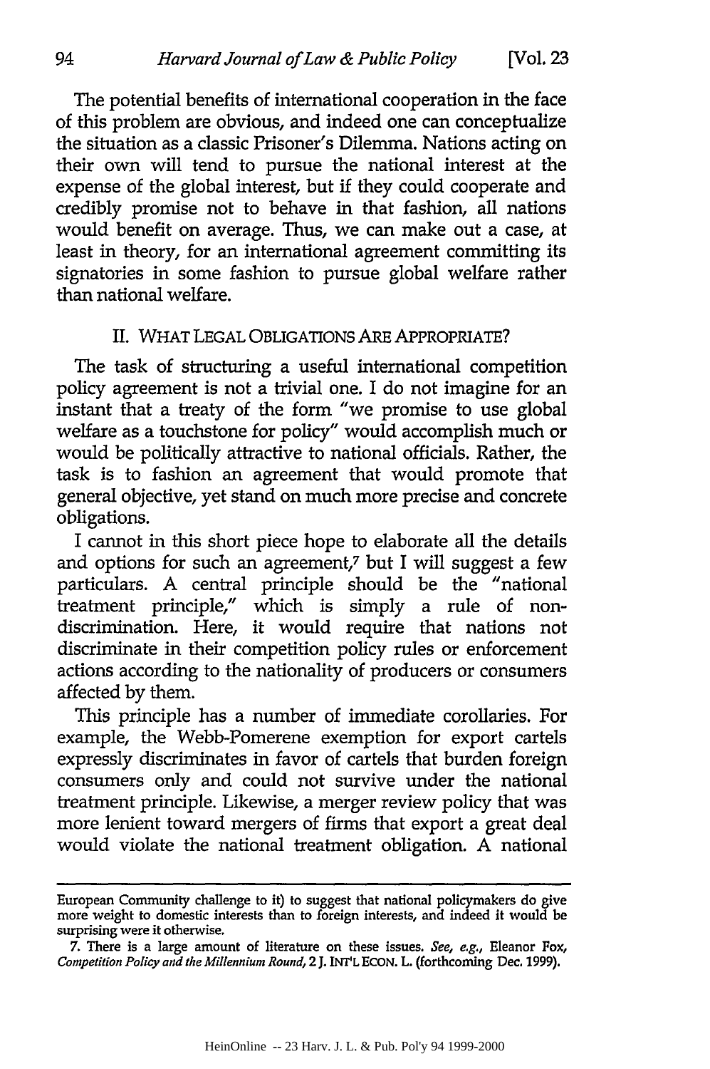The potential benefits of international cooperation in the face of this problem are obvious, and indeed one can conceptualize the situation as a classic Prisoner's Dilemma. Nations acting on their own will tend to pursue the national interest at the expense of the global interest, but if they could cooperate and credibly promise not to behave in that fashion, all nations would benefit on average. Thus, we can make out a case, at least in theory, for an international agreement committing its signatories in some fashion to pursue global welfare rather than national welfare.

## II. WHAT LEGAL OBLIGATIONS ARE APPROPRIATE?

The task of structuring a useful international competition policy agreement is not a trivial one. I do not imagine for an instant that a treaty of the form "we promise to use global welfare as a touchstone for policy" would accomplish much or would be politically attractive to national officials. Rather, the task is to fashion an agreement that would promote that general objective, yet stand on much more precise and concrete obligations.

I cannot in this short piece hope to elaborate all the details and options for such an agreement,[7] but I will suggest a few particulars. A central principle should be the "national treatment principle," which is simply a rule of non-discrimination. Here, it would require that nations not discriminate in their competition policy rules or enforcement actions according to the nationality of producers or consumers affected by them.

This principle has a number of immediate corollaries. For example, the Webb-Pomerene exemption for export cartels expressly discriminates in favor of cartels that burden foreign consumers only and could not survive under the national treatment principle. Likewise, a merger review policy that was more lenient toward mergers of firms that export a great deal would violate the national treatment obligation. A national

---

European Community challenge to it) to suggest that national policymakers do give more weight to domestic interests than to foreign interests, and indeed it would be surprising were it otherwise.

7. There is a large amount of literature on these issues. *See, e.g.*, Eleanor Fox, *Competition Policy and the Millennium Round*, 2 J. INT'L ECON. L. (forthcoming Dec. 1999).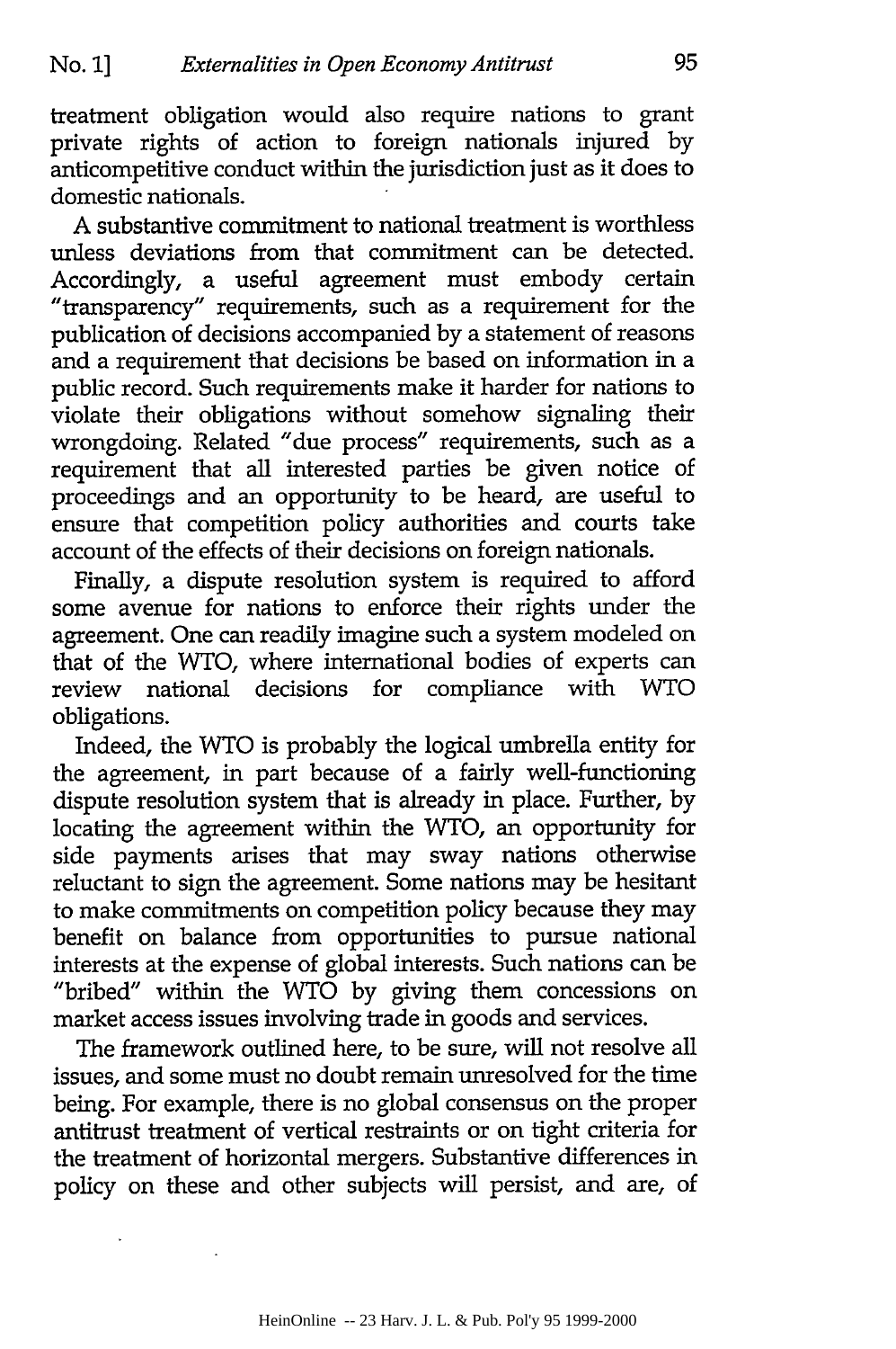treatment obligation would also require nations to grant private rights of action to foreign nationals injured by anticompetitive conduct within the jurisdiction just as it does to domestic nationals.

A substantive commitment to national treatment is worthless unless deviations from that commitment can be detected. Accordingly, a useful agreement must embody certain "transparency" requirements, such as a requirement for the publication of decisions accompanied by a statement of reasons and a requirement that decisions be based on information in a public record. Such requirements make it harder for nations to violate their obligations without somehow signaling their wrongdoing. Related "due process" requirements, such as a requirement that all interested parties be given notice of proceedings and an opportunity to be heard, are useful to ensure that competition policy authorities and courts take account of the effects of their decisions on foreign nationals.

Finally, a dispute resolution system is required to afford some avenue for nations to enforce their rights under the agreement. One can readily imagine such a system modeled on that of the WTO, where international bodies of experts can review national decisions for compliance with WTO obligations.

Indeed, the WTO is probably the logical umbrella entity for the agreement, in part because of a fairly well-functioning dispute resolution system that is already in place. Further, by locating the agreement within the WTO, an opportunity for side payments arises that may sway nations otherwise reluctant to sign the agreement. Some nations may be hesitant to make commitments on competition policy because they may benefit on balance from opportunities to pursue national interests at the expense of global interests. Such nations can be "bribed" within the WTO by giving them concessions on market access issues involving trade in goods and services.

The framework outlined here, to be sure, will not resolve all issues, and some must no doubt remain unresolved for the time being. For example, there is no global consensus on the proper antitrust treatment of vertical restraints or on tight criteria for the treatment of horizontal mergers. Substantive differences in policy on these and other subjects will persist, and are, of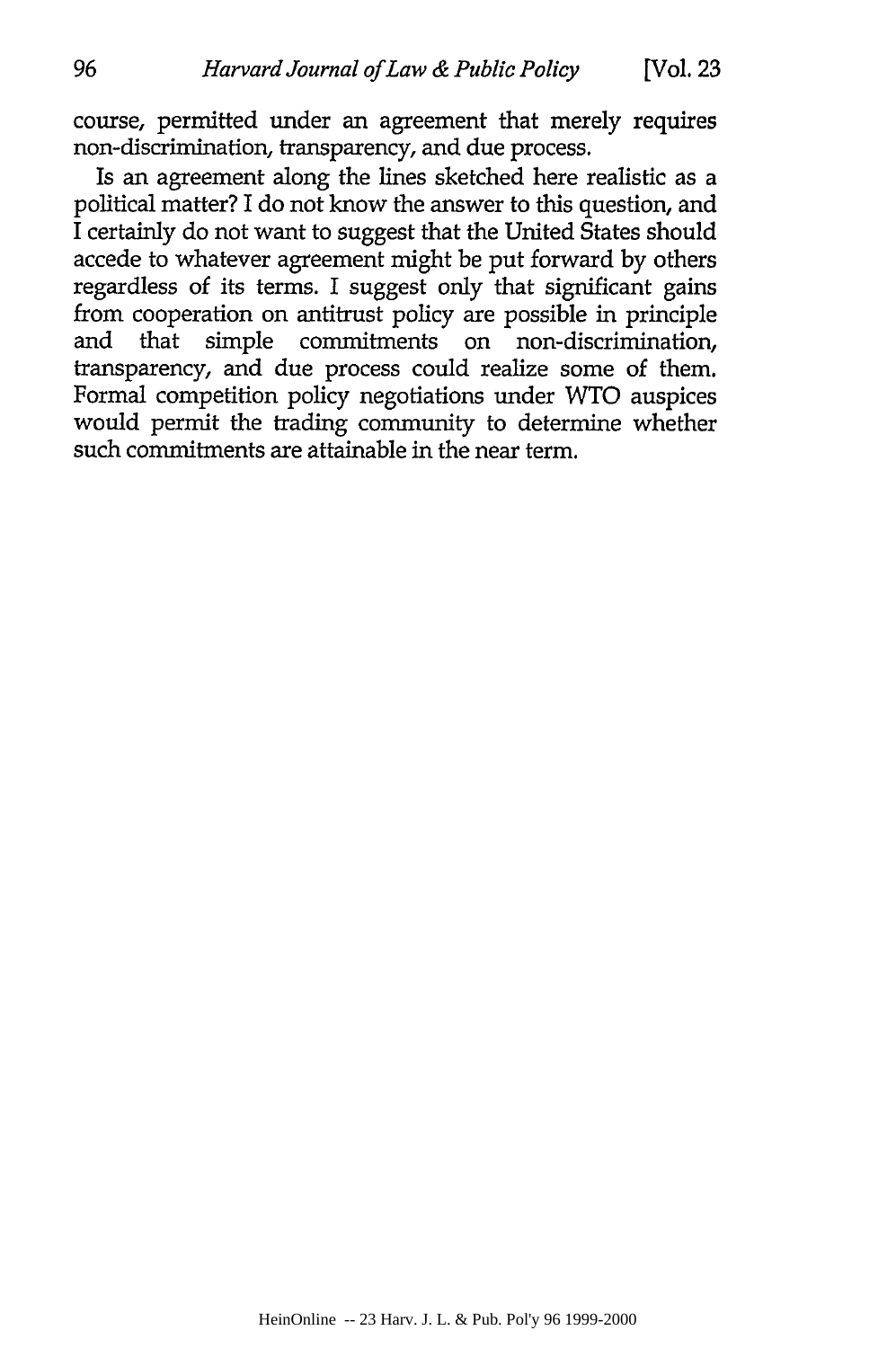course, permitted under an agreement that merely requires non-discrimination, transparency, and due process.

Is an agreement along the lines sketched here realistic as a political matter? I do not know the answer to this question, and I certainly do not want to suggest that the United States should accede to whatever agreement might be put forward by others regardless of its terms. I suggest only that significant gains from cooperation on antitrust policy are possible in principle and that simple commitments on non-discrimination, transparency, and due process could realize some of them. Formal competition policy negotiations under WTO auspices would permit the trading community to determine whether such commitments are attainable in the near term.